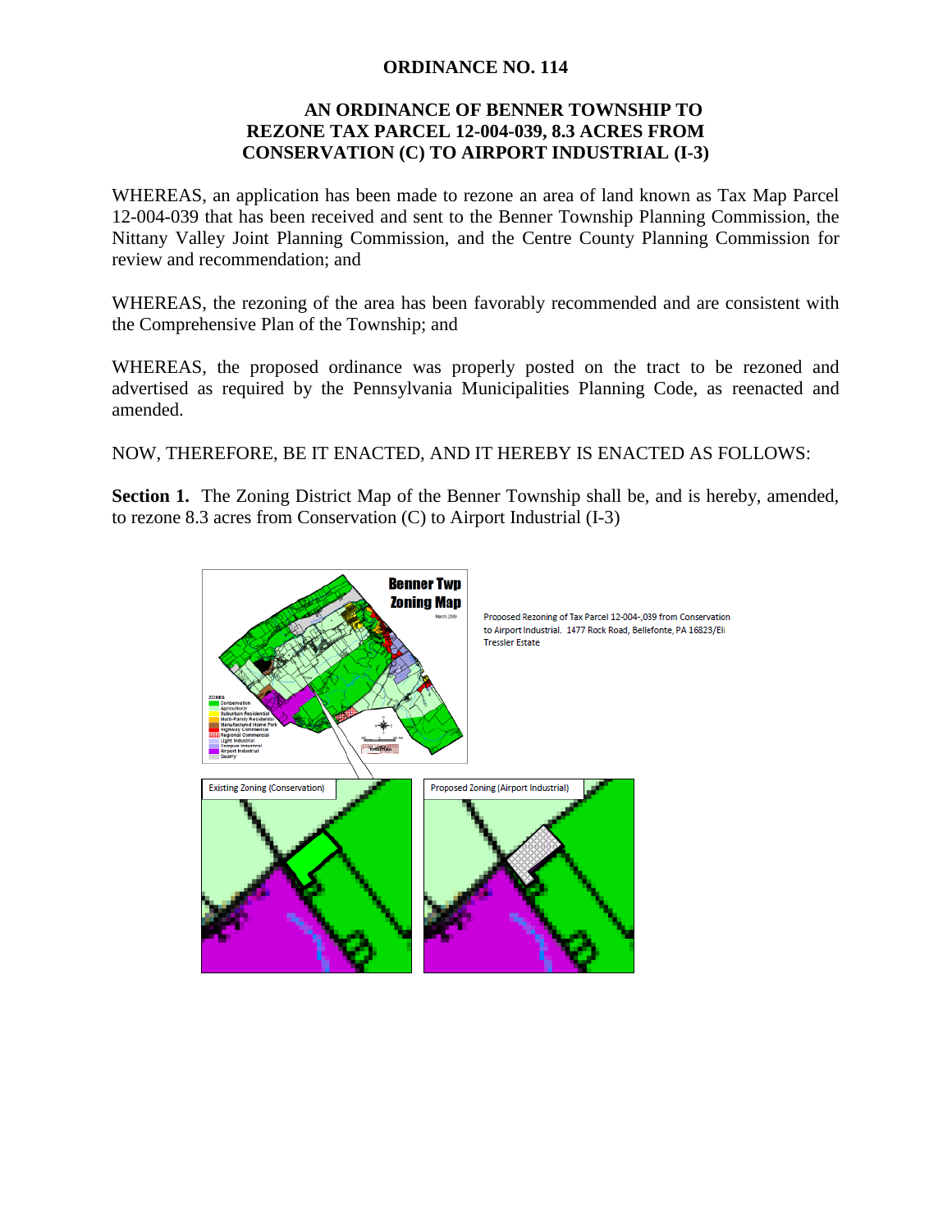# ORDINANCE NO. 114

## AN ORDINANCE OF BENNER TOWNSHIP TO REZONE TAX PARCEL 12-004-039, 8.3 ACRES FROM CONSERVATION (C) TO AIRPORT INDUSTRIAL (I-3)

WHEREAS, an application has been made to rezone an area of land known as Tax Map Parcel 12-004-039 that has been received and sent to the Benner Township Planning Commission, the Nittany Valley Joint Planning Commission, and the Centre County Planning Commission for review and recommendation; and

WHEREAS, the rezoning of the area has been favorably recommended and are consistent with the Comprehensive Plan of the Township; and

WHEREAS, the proposed ordinance was properly posted on the tract to be rezoned and advertised as required by the Pennsylvania Municipalities Planning Code, as reenacted and amended.

NOW, THEREFORE, BE IT ENACTED, AND IT HEREBY IS ENACTED AS FOLLOWS:

**Section 1.** The Zoning District Map of the Benner Township shall be, and is hereby, amended, to rezone 8.3 acres from Conservation (C) to Airport Industrial (I-3)

Proposed Rezoning of Tax Parcel 12-004-,039 from Conservation to Airport Industrial. 1477 Rock Road, Bellefonte, PA 16823/Eli Tressler Estate

Existing Zoning (Conservation)

Proposed Zoning (Airport Industrial)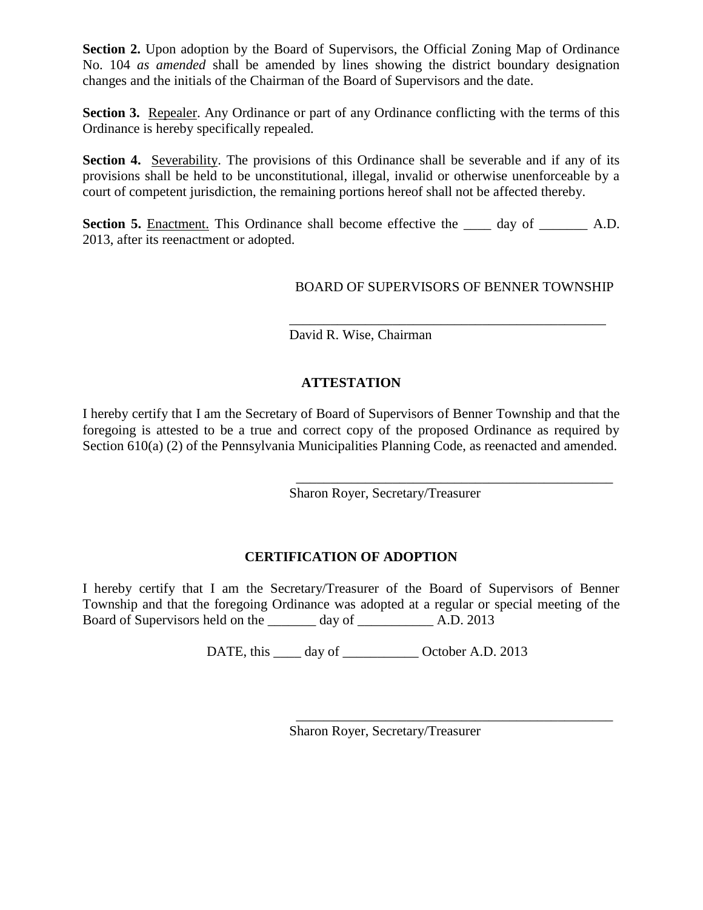**Section 2.** Upon adoption by the Board of Supervisors, the Official Zoning Map of Ordinance No. 104 *as amended* shall be amended by lines showing the district boundary designation changes and the initials of the Chairman of the Board of Supervisors and the date.

**Section 3.** Repealer. Any Ordinance or part of any Ordinance conflicting with the terms of this Ordinance is hereby specifically repealed.

**Section 4.** Severability. The provisions of this Ordinance shall be severable and if any of its provisions shall be held to be unconstitutional, illegal, invalid or otherwise unenforceable by a court of competent jurisdiction, the remaining portions hereof shall not be affected thereby.

**Section 5.** Enactment. This Ordinance shall become effective the ____ day of _______ A.D. 2013, after its reenactment or adopted.

BOARD OF SUPERVISORS OF BENNER TOWNSHIP

_______________________________________________

David R. Wise, Chairman

**ATTESTATION**

I hereby certify that I am the Secretary of Board of Supervisors of Benner Township and that the foregoing is attested to be a true and correct copy of the proposed Ordinance as required by Section 610(a) (2) of the Pennsylvania Municipalities Planning Code, as reenacted and amended.

_______________________________________________

Sharon Royer, Secretary/Treasurer

**CERTIFICATION OF ADOPTION**

I hereby certify that I am the Secretary/Treasurer of the Board of Supervisors of Benner Township and that the foregoing Ordinance was adopted at a regular or special meeting of the Board of Supervisors held on the _______ day of ___________ A.D. 2013

DATE, this ____ day of ___________ October A.D. 2013

_______________________________________________

Sharon Royer, Secretary/Treasurer